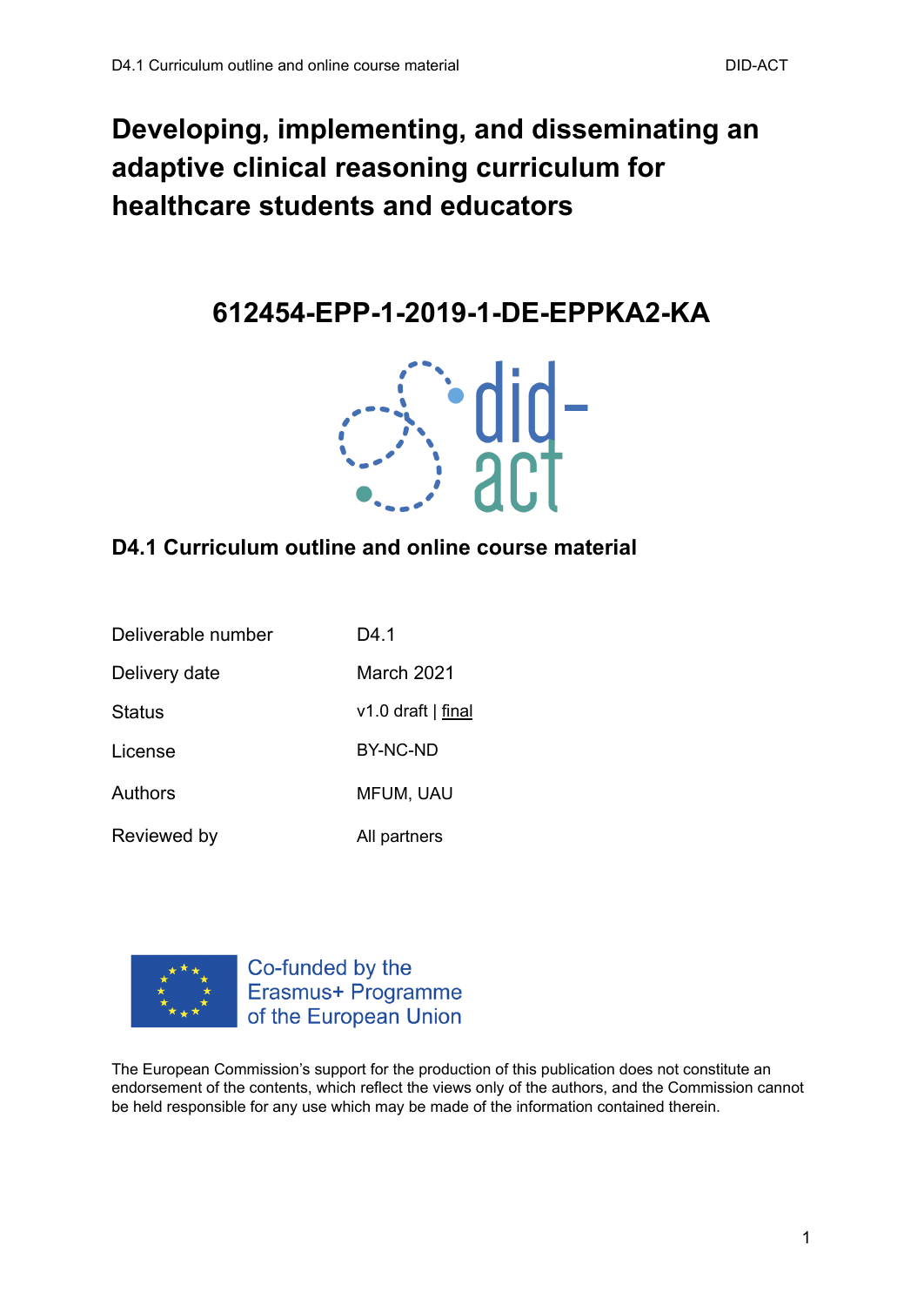# Developing, implementing, and disseminating an adaptive clinical reasoning curriculum for healthcare students and educators

## 612454-EPP-1-2019-1-DE-EPPKA2-KA

did-act

### D4.1 Curriculum outline and online course material

| Deliverable number | D4.1 |
|---|---|
| Delivery date | March 2021 |
| Status | v1.0 draft \| final |
| License | BY-NC-ND |
| Authors | MFUM, UAU |
| Reviewed by | All partners |

Co-funded by the Erasmus+ Programme of the European Union

The European Commission's support for the production of this publication does not constitute an endorsement of the contents, which reflect the views only of the authors, and the Commission cannot be held responsible for any use which may be made of the information contained therein.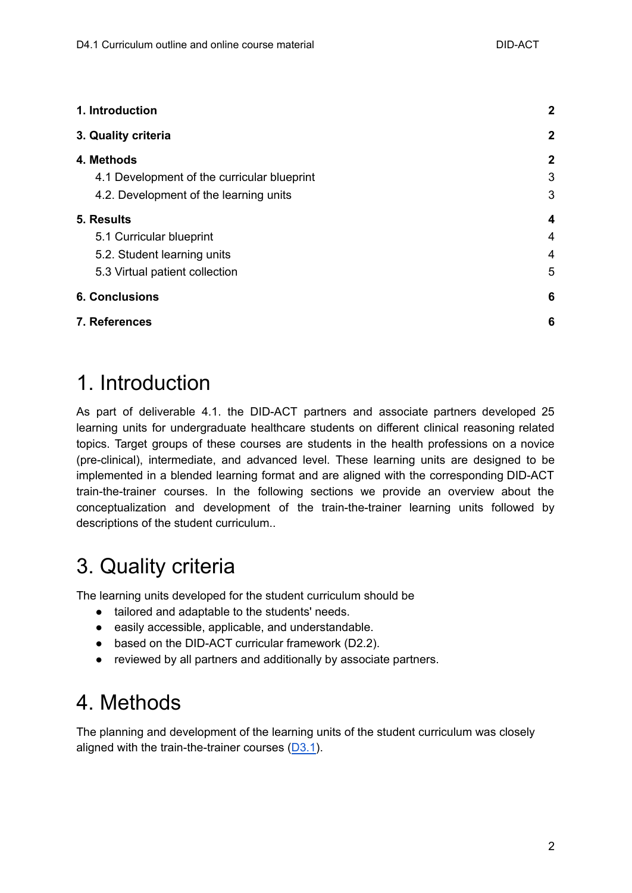| | |
|---|---|
| **1. Introduction** | **2** |
| **3. Quality criteria** | **2** |
| **4. Methods** | **2** |
| 4.1 Development of the curricular blueprint | 3 |
| 4.2. Development of the learning units | 3 |
| **5. Results** | **4** |
| 5.1 Curricular blueprint | 4 |
| 5.2. Student learning units | 4 |
| 5.3 Virtual patient collection | 5 |
| **6. Conclusions** | **6** |
| **7. References** | **6** |

# 1. Introduction

As part of deliverable 4.1. the DID-ACT partners and associate partners developed 25 learning units for undergraduate healthcare students on different clinical reasoning related topics. Target groups of these courses are students in the health professions on a novice (pre-clinical), intermediate, and advanced level. These learning units are designed to be implemented in a blended learning format and are aligned with the corresponding DID-ACT train-the-trainer courses. In the following sections we provide an overview about the conceptualization and development of the train-the-trainer learning units followed by descriptions of the student curriculum..

# 3. Quality criteria

The learning units developed for the student curriculum should be

- tailored and adaptable to the students' needs.
- easily accessible, applicable, and understandable.
- based on the DID-ACT curricular framework (D2.2).
- reviewed by all partners and additionally by associate partners.

# 4. Methods

The planning and development of the learning units of the student curriculum was closely aligned with the train-the-trainer courses (D3.1).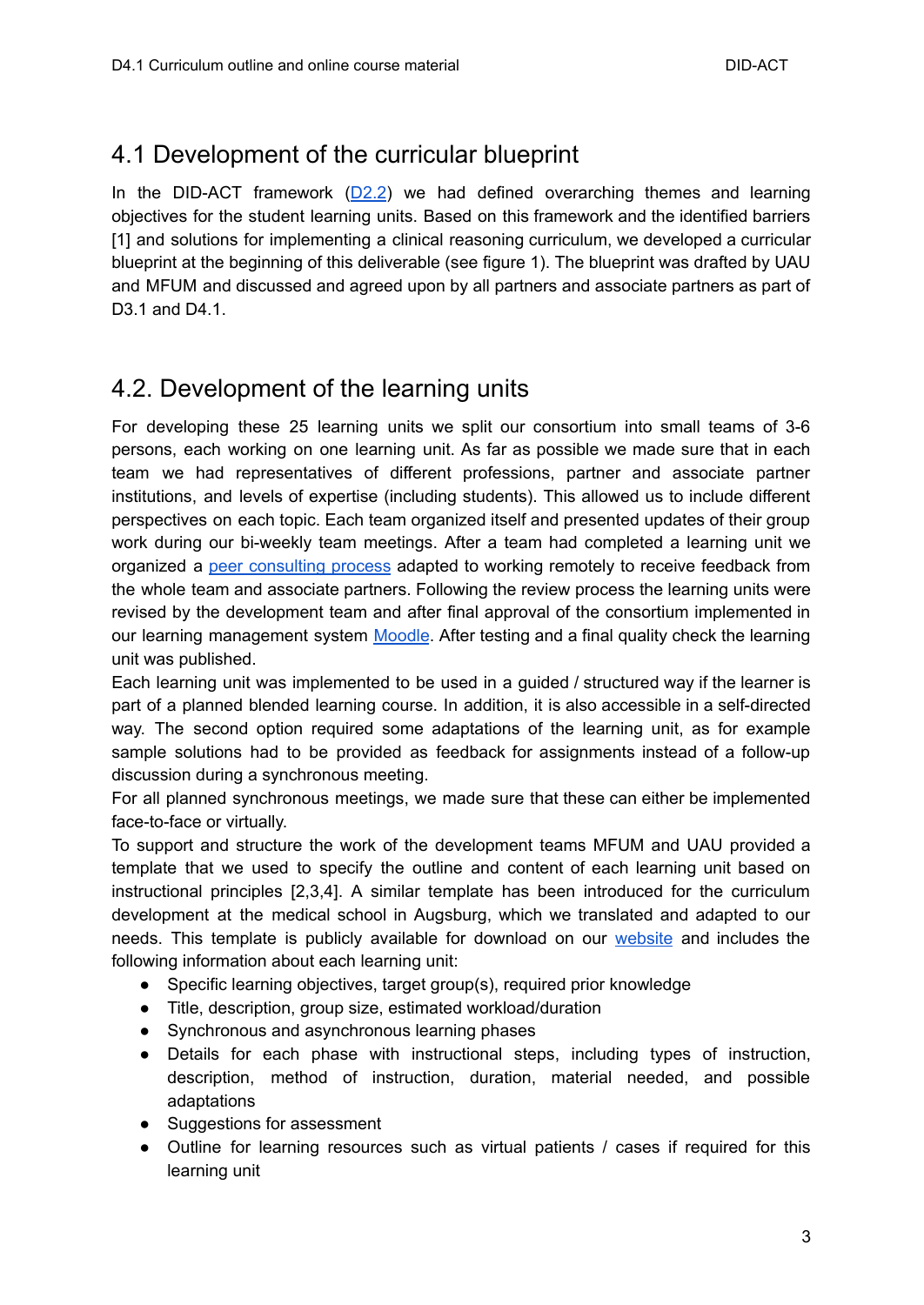## 4.1 Development of the curricular blueprint

In the DID-ACT framework (D2.2) we had defined overarching themes and learning objectives for the student learning units. Based on this framework and the identified barriers [1] and solutions for implementing a clinical reasoning curriculum, we developed a curricular blueprint at the beginning of this deliverable (see figure 1). The blueprint was drafted by UAU and MFUM and discussed and agreed upon by all partners and associate partners as part of D3.1 and D4.1.

## 4.2. Development of the learning units

For developing these 25 learning units we split our consortium into small teams of 3-6 persons, each working on one learning unit. As far as possible we made sure that in each team we had representatives of different professions, partner and associate partner institutions, and levels of expertise (including students). This allowed us to include different perspectives on each topic. Each team organized itself and presented updates of their group work during our bi-weekly team meetings. After a team had completed a learning unit we organized a peer consulting process adapted to working remotely to receive feedback from the whole team and associate partners. Following the review process the learning units were revised by the development team and after final approval of the consortium implemented in our learning management system Moodle. After testing and a final quality check the learning unit was published.

Each learning unit was implemented to be used in a guided / structured way if the learner is part of a planned blended learning course. In addition, it is also accessible in a self-directed way. The second option required some adaptations of the learning unit, as for example sample solutions had to be provided as feedback for assignments instead of a follow-up discussion during a synchronous meeting.

For all planned synchronous meetings, we made sure that these can either be implemented face-to-face or virtually.

To support and structure the work of the development teams MFUM and UAU provided a template that we used to specify the outline and content of each learning unit based on instructional principles [2,3,4]. A similar template has been introduced for the curriculum development at the medical school in Augsburg, which we translated and adapted to our needs. This template is publicly available for download on our website and includes the following information about each learning unit:

- Specific learning objectives, target group(s), required prior knowledge
- Title, description, group size, estimated workload/duration
- Synchronous and asynchronous learning phases
- Details for each phase with instructional steps, including types of instruction, description, method of instruction, duration, material needed, and possible adaptations
- Suggestions for assessment
- Outline for learning resources such as virtual patients / cases if required for this learning unit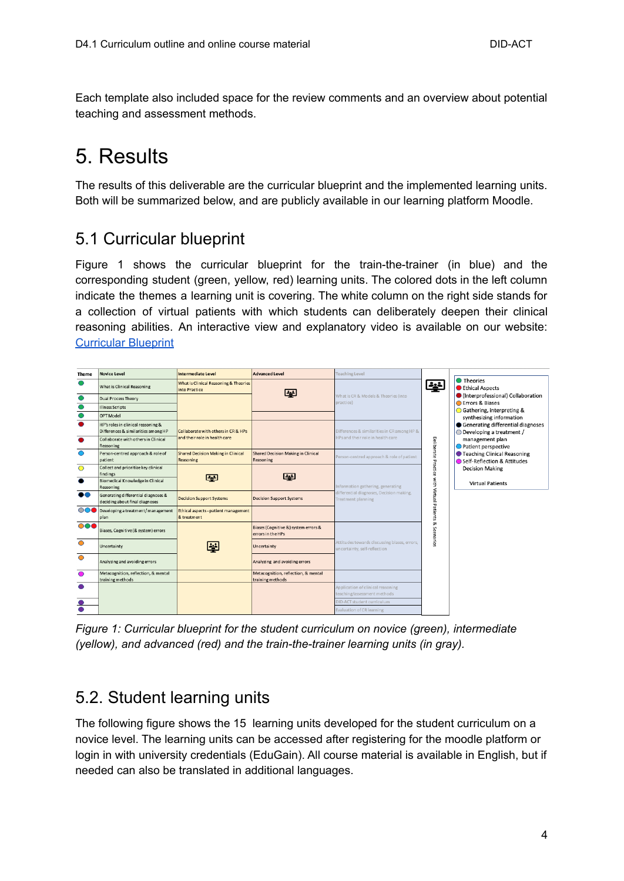Each template also included space for the review comments and an overview about potential teaching and assessment methods.

# 5. Results

The results of this deliverable are the curricular blueprint and the implemented learning units. Both will be summarized below, and are publicly available in our learning platform Moodle.

## 5.1 Curricular blueprint

Figure 1 shows the curricular blueprint for the train-the-trainer (in blue) and the corresponding student (green, yellow, red) learning units. The colored dots in the left column indicate the themes a learning unit is covering. The white column on the right side stands for a collection of virtual patients with which students can deliberately deepen their clinical reasoning abilities. An interactive view and explanatory video is available on our website: [Curricular Blueprint]()

| Theme | Novice Level | Intermediate Level | Advanced Level | Teaching Level |
|---|---|---|---|---|
| green | What is Clinical Reasoning | What is Clinical Reasoning & Theories into Practice | [icon] | What is CR & Models & Theories (into practice) |
| green | Dual Process Theory | | | |
| green | Illness Scripts | | | |
| green | OPT Model | | | |
| red | HP's roles in clinical reasoning & Differences & similarities among HP | Collaborate with others in CR & HPs and their role in health care | | Differences & similarities in CR among HP & HPs and their role in health care |
| red | Collaborate with others in Clinical Reasoning | | | |
| blue | Person-centred approach & role of patient | Shared Decision Making in Clinical Reasoning | Shared Decision Making in Clinical Reasoning | Person-centred approach & role of patient |
| yellow | Collect and prioritize key clinical findings | [icon] | [icon] | Information gathering, generating differential diagnoses, Decision making, Treatment planning |
| black | Biomedical Knowledge in Clinical Reasoning | | | |
| black, blue | Generating differential diagnoses & deciding about final diagnoses | Decision Support Systems | Decision Support Systems | |
| gray, blue, red | Developing a treatment/management plan | Ethical aspects - patient management & treatment | | |
| orange, green, red | Biases, Cognitive (& system) errors | [icon] | Biases (Cognitive &) system errors & errors in the HPs | Attitudes towards discussing biases, errors, uncertainty, self-reflection |
| orange | Uncertainty | | Uncertainty | |
| orange | Analyzing and avoiding errors | | Analyzing and avoiding errors | |
| pink | Metacognition, reflection, & mental training methods | | Metacognition, reflection, & mental training methods | |
| purple | | | | Application of clinical reasoning teaching/assessment methods |
| purple | | | | DID-ACT student curriculum |
| purple | | | | Evaluation of CR learning |

Deliberate Practice with Virtual Patients & Scenarios

Legend:
- Theories (green)
- Ethical Aspects (red)
- (Interprofessional) Collaboration (dark red)
- Errors & Biases (orange)
- Gathering, interpreting & synthesizing information (yellow)
- Generating differential diagnoses (black)
- Developing a treatment / management plan (gray)
- Patient perspective (blue)
- Teaching Clinical Reasoning (purple)
- Self-Reflection & Attitudes Decision Making (pink)

Virtual Patients

*Figure 1: Curricular blueprint for the student curriculum on novice (green), intermediate (yellow), and advanced (red) and the train-the-trainer learning units (in gray).*

## 5.2. Student learning units

The following figure shows the 15 learning units developed for the student curriculum on a novice level. The learning units can be accessed after registering for the moodle platform or login in with university credentials (EduGain). All course material is available in English, but if needed can also be translated in additional languages.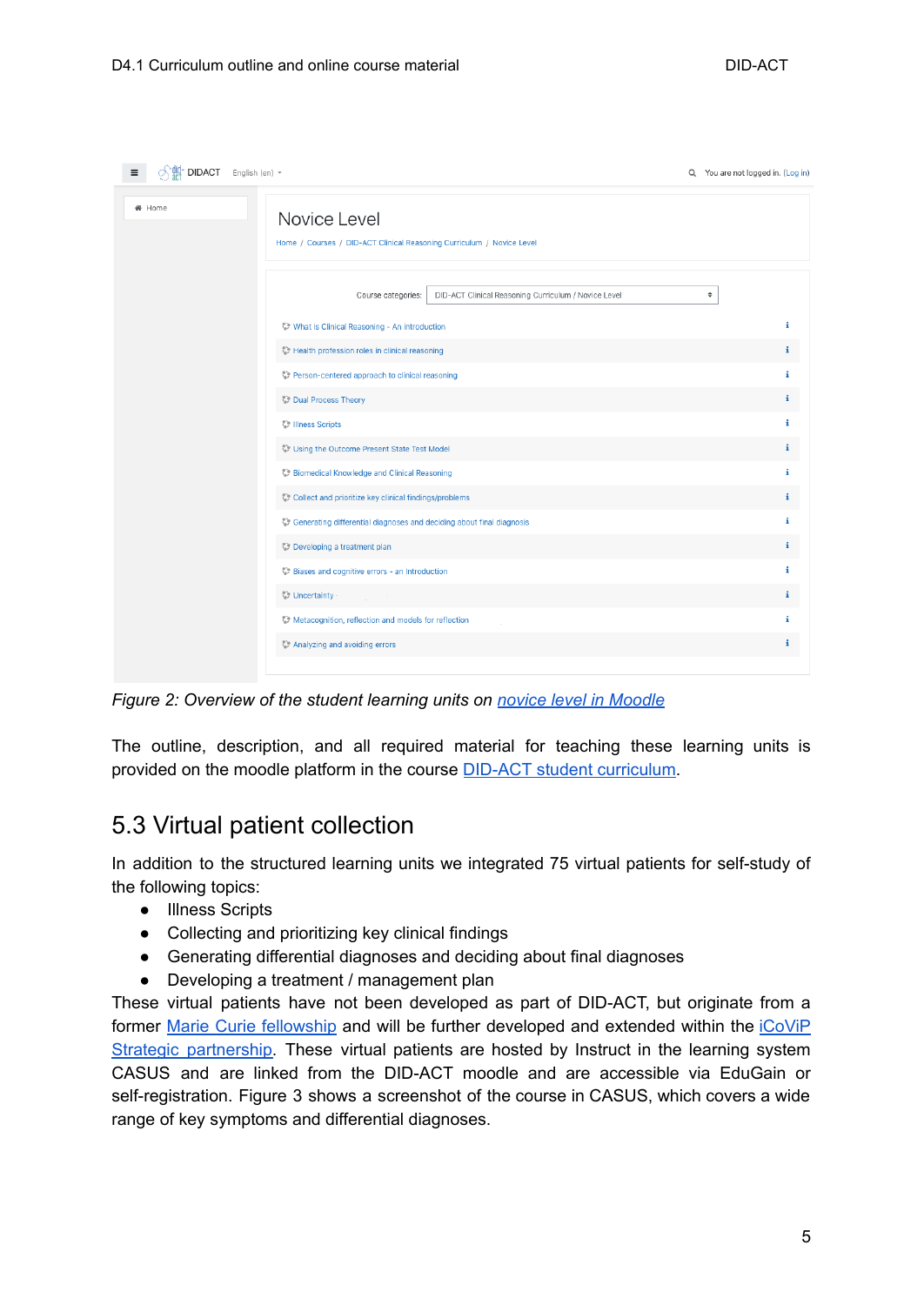*Figure 2: Overview of the student learning units on novice level in Moodle*

The outline, description, and all required material for teaching these learning units is provided on the moodle platform in the course DID-ACT student curriculum.

## 5.3 Virtual patient collection

In addition to the structured learning units we integrated 75 virtual patients for self-study of the following topics:

- Illness Scripts
- Collecting and prioritizing key clinical findings
- Generating differential diagnoses and deciding about final diagnoses
- Developing a treatment / management plan

These virtual patients have not been developed as part of DID-ACT, but originate from a former Marie Curie fellowship and will be further developed and extended within the iCoViP Strategic partnership. These virtual patients are hosted by Instruct in the learning system CASUS and are linked from the DID-ACT moodle and are accessible via EduGain or self-registration. Figure 3 shows a screenshot of the course in CASUS, which covers a wide range of key symptoms and differential diagnoses.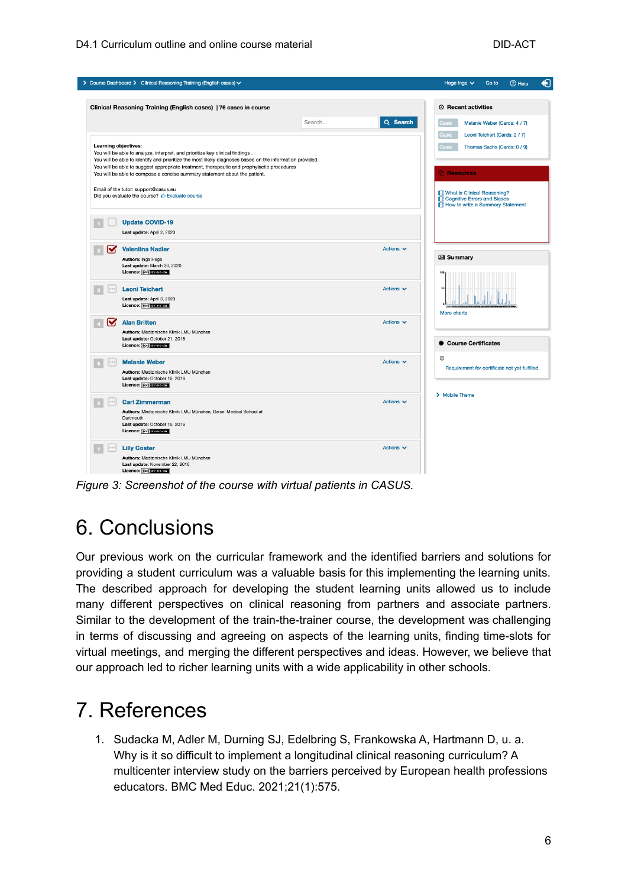Figure 3: Screenshot of the course with virtual patients in CASUS.

# 6. Conclusions

Our previous work on the curricular framework and the identified barriers and solutions for providing a student curriculum was a valuable basis for this implementing the learning units. The described approach for developing the student learning units allowed us to include many different perspectives on clinical reasoning from partners and associate partners. Similar to the development of the train-the-trainer course, the development was challenging in terms of discussing and agreeing on aspects of the learning units, finding time-slots for virtual meetings, and merging the different perspectives and ideas. However, we believe that our approach led to richer learning units with a wide applicability in other schools.

# 7. References

1. Sudacka M, Adler M, Durning SJ, Edelbring S, Frankowska A, Hartmann D, u. a. Why is it so difficult to implement a longitudinal clinical reasoning curriculum? A multicenter interview study on the barriers perceived by European health professions educators. BMC Med Educ. 2021;21(1):575.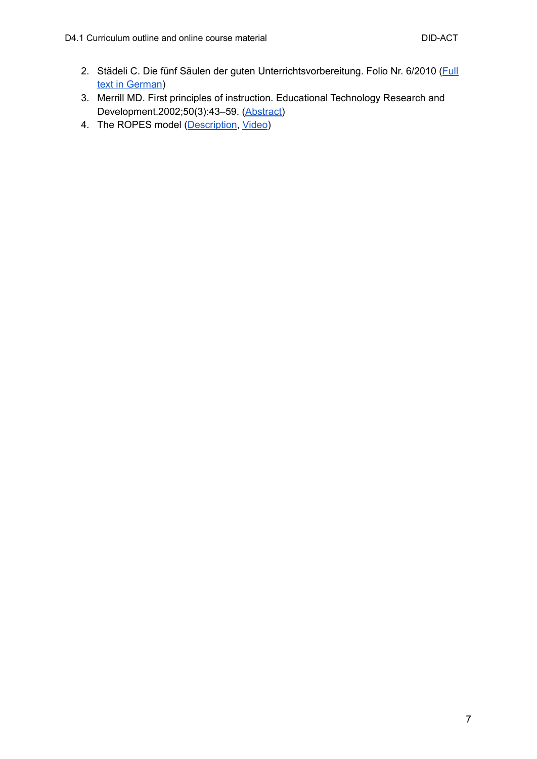2. Städeli C. Die fünf Säulen der guten Unterrichtsvorbereitung. Folio Nr. 6/2010 (Full text in German)
3. Merrill MD. First principles of instruction. Educational Technology Research and Development.2002;50(3):43–59. (Abstract)
4. The ROPES model (Description, Video)